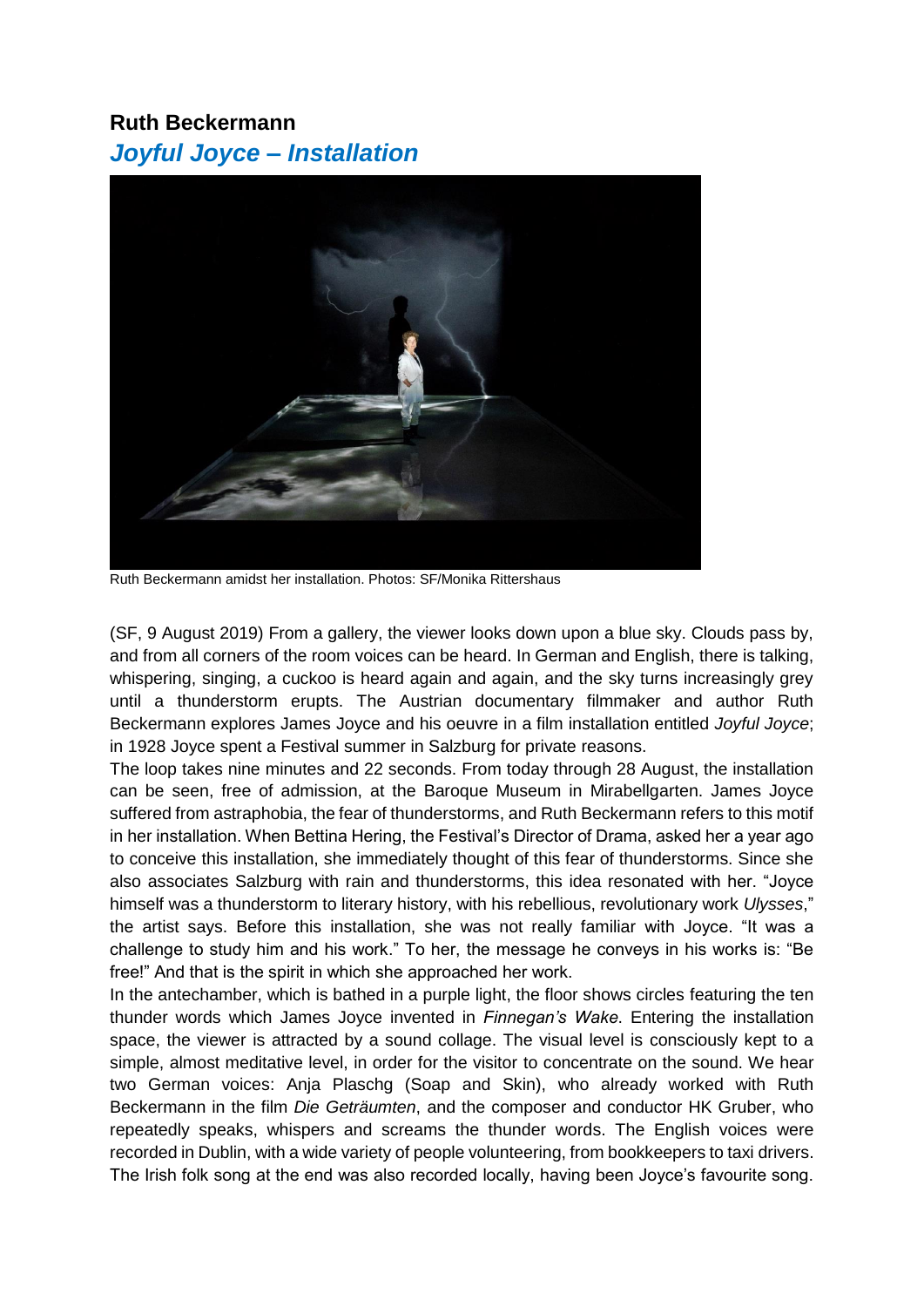# Ruth Beckermann

## *Joyful Joyce – Installation*

Ruth Beckermann amidst her installation. Photos: SF/Monika Rittershaus

(SF, 9 August 2019) From a gallery, the viewer looks down upon a blue sky. Clouds pass by, and from all corners of the room voices can be heard. In German and English, there is talking, whispering, singing, a cuckoo is heard again and again, and the sky turns increasingly grey until a thunderstorm erupts. The Austrian documentary filmmaker and author Ruth Beckermann explores James Joyce and his oeuvre in a film installation entitled *Joyful Joyce*; in 1928 Joyce spent a Festival summer in Salzburg for private reasons.

The loop takes nine minutes and 22 seconds. From today through 28 August, the installation can be seen, free of admission, at the Baroque Museum in Mirabellgarten. James Joyce suffered from astraphobia, the fear of thunderstorms, and Ruth Beckermann refers to this motif in her installation. When Bettina Hering, the Festival's Director of Drama, asked her a year ago to conceive this installation, she immediately thought of this fear of thunderstorms. Since she also associates Salzburg with rain and thunderstorms, this idea resonated with her. "Joyce himself was a thunderstorm to literary history, with his rebellious, revolutionary work *Ulysses*," the artist says. Before this installation, she was not really familiar with Joyce. "It was a challenge to study him and his work." To her, the message he conveys in his works is: "Be free!" And that is the spirit in which she approached her work.

In the antechamber, which is bathed in a purple light, the floor shows circles featuring the ten thunder words which James Joyce invented in *Finnegan's Wake*. Entering the installation space, the viewer is attracted by a sound collage. The visual level is consciously kept to a simple, almost meditative level, in order for the visitor to concentrate on the sound. We hear two German voices: Anja Plaschg (Soap and Skin), who already worked with Ruth Beckermann in the film *Die Geträumten*, and the composer and conductor HK Gruber, who repeatedly speaks, whispers and screams the thunder words. The English voices were recorded in Dublin, with a wide variety of people volunteering, from bookkeepers to taxi drivers. The Irish folk song at the end was also recorded locally, having been Joyce's favourite song.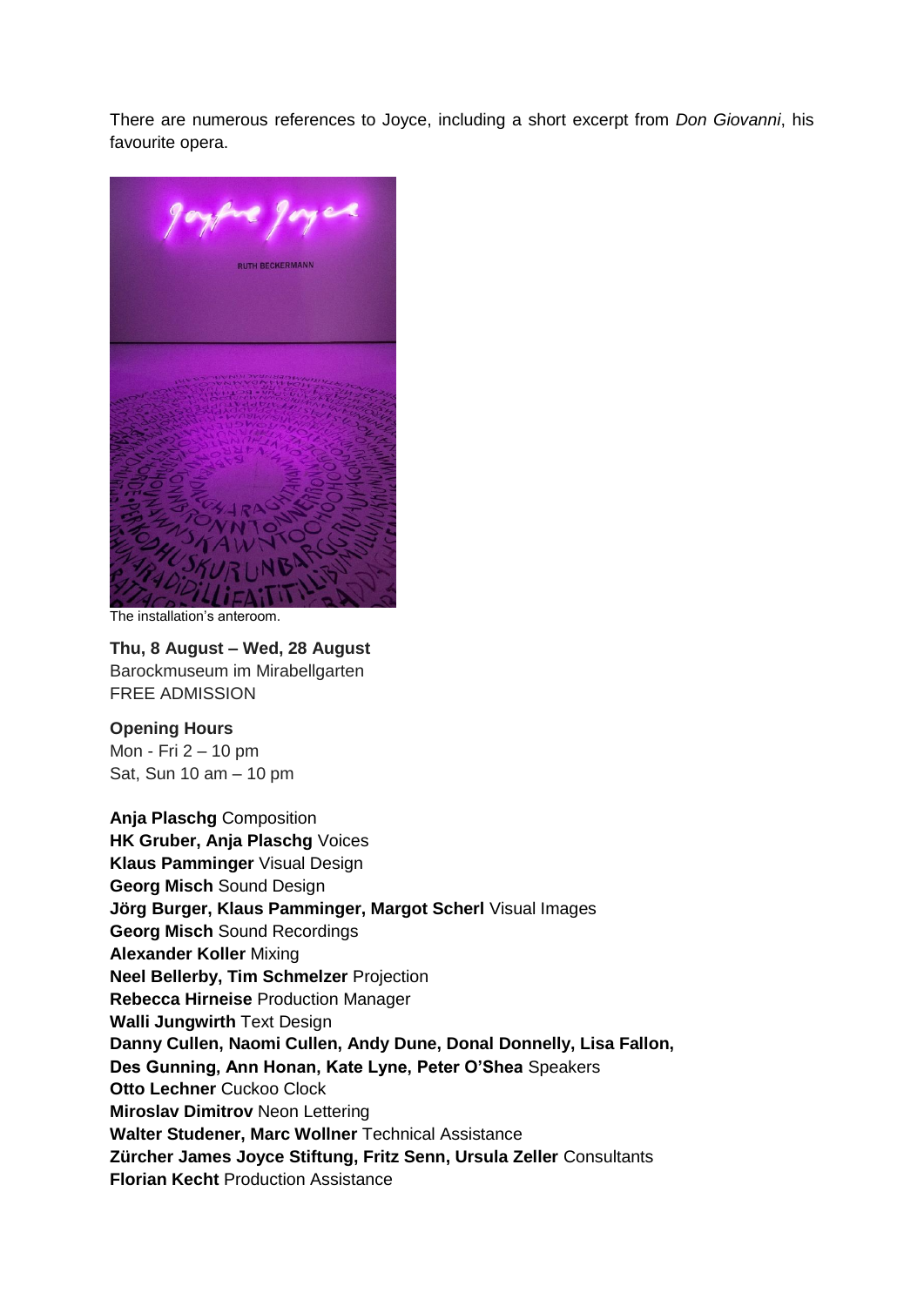There are numerous references to Joyce, including a short excerpt from *Don Giovanni*, his favourite opera.

The installation's anteroom.

**Thu, 8 August – Wed, 28 August**
Barockmuseum im Mirabellgarten
FREE ADMISSION

**Opening Hours**
Mon - Fri 2 – 10 pm
Sat, Sun 10 am – 10 pm

**Anja Plaschg** Composition
**HK Gruber, Anja Plaschg** Voices
**Klaus Pamminger** Visual Design
**Georg Misch** Sound Design
**Jörg Burger, Klaus Pamminger, Margot Scherl** Visual Images
**Georg Misch** Sound Recordings
**Alexander Koller** Mixing
**Neel Bellerby, Tim Schmelzer** Projection
**Rebecca Hirneise** Production Manager
**Walli Jungwirth** Text Design
**Danny Cullen, Naomi Cullen, Andy Dune, Donal Donnelly, Lisa Fallon, Des Gunning, Ann Honan, Kate Lyne, Peter O'Shea** Speakers
**Otto Lechner** Cuckoo Clock
**Miroslav Dimitrov** Neon Lettering
**Walter Studener, Marc Wollner** Technical Assistance
**Zürcher James Joyce Stiftung, Fritz Senn, Ursula Zeller** Consultants
**Florian Kecht** Production Assistance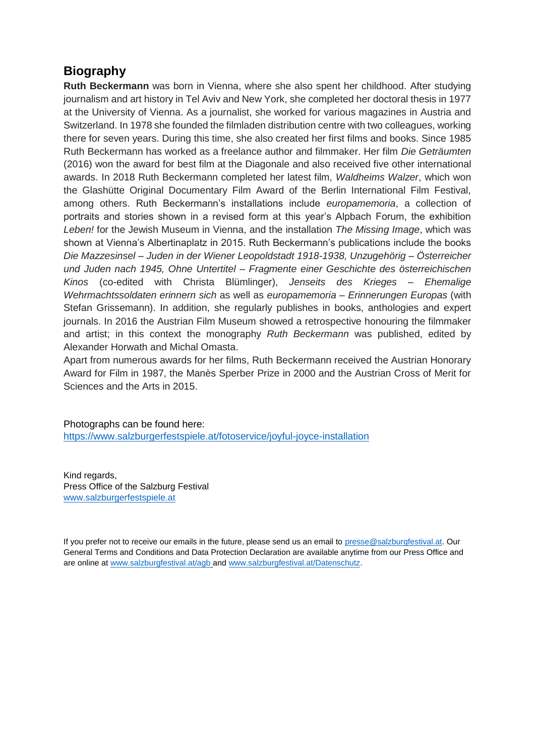## Biography

**Ruth Beckermann** was born in Vienna, where she also spent her childhood. After studying journalism and art history in Tel Aviv and New York, she completed her doctoral thesis in 1977 at the University of Vienna. As a journalist, she worked for various magazines in Austria and Switzerland. In 1978 she founded the filmladen distribution centre with two colleagues, working there for seven years. During this time, she also created her first films and books. Since 1985 Ruth Beckermann has worked as a freelance author and filmmaker. Her film *Die Geträumten* (2016) won the award for best film at the Diagonale and also received five other international awards. In 2018 Ruth Beckermann completed her latest film, *Waldheims Walzer*, which won the Glashütte Original Documentary Film Award of the Berlin International Film Festival, among others. Ruth Beckermann's installations include *europamemoria*, a collection of portraits and stories shown in a revised form at this year's Alpbach Forum, the exhibition *Leben!* for the Jewish Museum in Vienna, and the installation *The Missing Image*, which was shown at Vienna's Albertinaplatz in 2015. Ruth Beckermann's publications include the books *Die Mazzesinsel – Juden in der Wiener Leopoldstadt 1918-1938, Unzugehörig – Österreicher und Juden nach 1945, Ohne Untertitel – Fragmente einer Geschichte des österreichischen Kinos* (co-edited with Christa Blümlinger), *Jenseits des Krieges – Ehemalige Wehrmachtssoldaten erinnern sich* as well as *europamemoria – Erinnerungen Europas* (with Stefan Grissemann). In addition, she regularly publishes in books, anthologies and expert journals. In 2016 the Austrian Film Museum showed a retrospective honouring the filmmaker and artist; in this context the monography *Ruth Beckermann* was published, edited by Alexander Horwath and Michal Omasta.

Apart from numerous awards for her films, Ruth Beckermann received the Austrian Honorary Award for Film in 1987, the Manès Sperber Prize in 2000 and the Austrian Cross of Merit for Sciences and the Arts in 2015.

Photographs can be found here:
https://www.salzburgerfestspiele.at/fotoservice/joyful-joyce-installation

Kind regards,
Press Office of the Salzburg Festival
www.salzburgerfestspiele.at

If you prefer not to receive our emails in the future, please send us an email to presse@salzburgfestival.at. Our General Terms and Conditions and Data Protection Declaration are available anytime from our Press Office and are online at www.salzburgfestival.at/agb and www.salzburgfestival.at/Datenschutz.